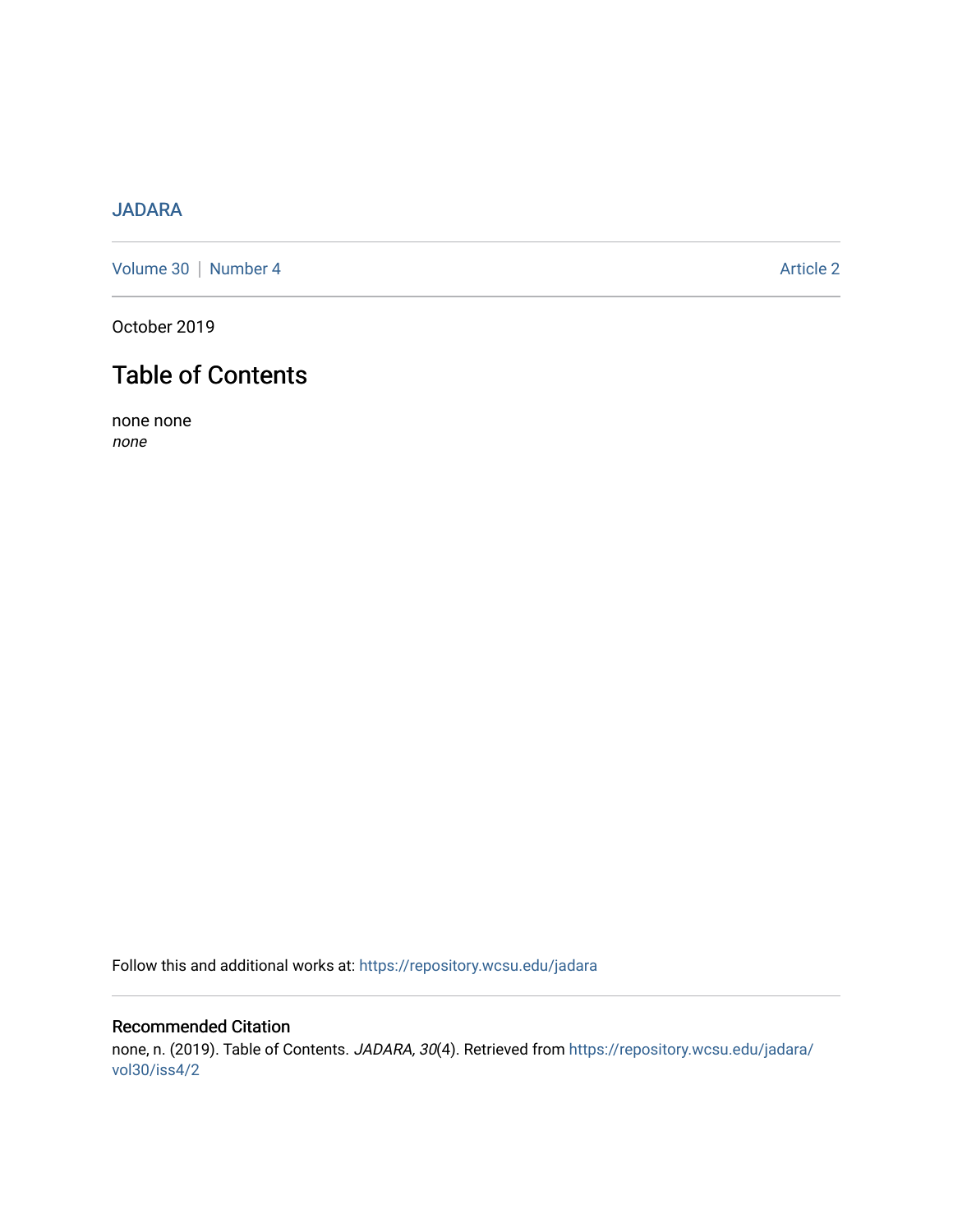JADARA

Volume 30 | Number 4

Article 2

October 2019

# Table of Contents

none none

*none*

Follow this and additional works at: https://repository.wcsu.edu/jadara

## Recommended Citation

none, n. (2019). Table of Contents. *JADARA, 30*(4). Retrieved from https://repository.wcsu.edu/jadara/vol30/iss4/2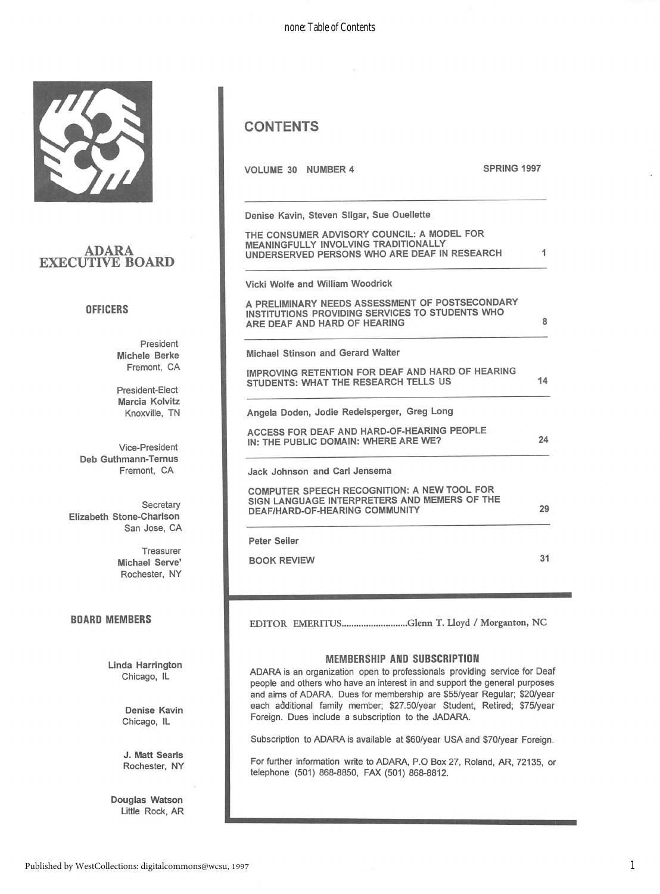## ADARA EXECUTIVE BOARD

### OFFICERS

President
**Michele Berke**
Fremont, CA

President-Elect
**Marcia Kolvitz**
Knoxville, TN

Vice-President
**Deb Guthmann-Ternus**
Fremont, CA

Secretary
**Elizabeth Stone-Charlson**
San Jose, CA

Treasurer
**Michael Serve'**
Rochester, NY

### BOARD MEMBERS

**Linda Harrington**
Chicago, IL

**Denise Kavin**
Chicago, IL

**J. Matt Searls**
Rochester, NY

**Douglas Watson**
Little Rock, AR

# CONTENTS

VOLUME 30 NUMBER 4 — SPRING 1997

Denise Kavin, Steven Sligar, Sue Ouellette

THE CONSUMER ADVISORY COUNCIL: A MODEL FOR MEANINGFULLY INVOLVING TRADITIONALLY UNDERSERVED PERSONS WHO ARE DEAF IN RESEARCH — 1

Vicki Wolfe and William Woodrick

A PRELIMINARY NEEDS ASSESSMENT OF POSTSECONDARY INSTITUTIONS PROVIDING SERVICES TO STUDENTS WHO ARE DEAF AND HARD OF HEARING — 8

Michael Stinson and Gerard Walter

IMPROVING RETENTION FOR DEAF AND HARD OF HEARING STUDENTS: WHAT THE RESEARCH TELLS US — 14

Angela Doden, Jodie Redelsperger, Greg Long

ACCESS FOR DEAF AND HARD-OF-HEARING PEOPLE IN: THE PUBLIC DOMAIN: WHERE ARE WE? — 24

Jack Johnson and Carl Jensema

COMPUTER SPEECH RECOGNITION: A NEW TOOL FOR SIGN LANGUAGE INTERPRETERS AND MEMERS OF THE DEAF/HARD-OF-HEARING COMMUNITY — 29

Peter Seiler

BOOK REVIEW — 31

EDITOR EMERITUS............................Glenn T. Lloyd / Morganton, NC

### MEMBERSHIP AND SUBSCRIPTION

ADARA is an organization open to professionals providing service for Deaf people and others who have an interest in and support the general purposes and aims of ADARA. Dues for membership are $55/year Regular; $20/year each additional family member; $27.50/year Student, Retired; $75/year Foreign. Dues include a subscription to the JADARA.

Subscription to ADARA is available at $60/year USA and $70/year Foreign.

For further information write to ADARA, P.O Box 27, Roland, AR, 72135, or telephone (501) 868-8850, FAX (501) 868-8812.